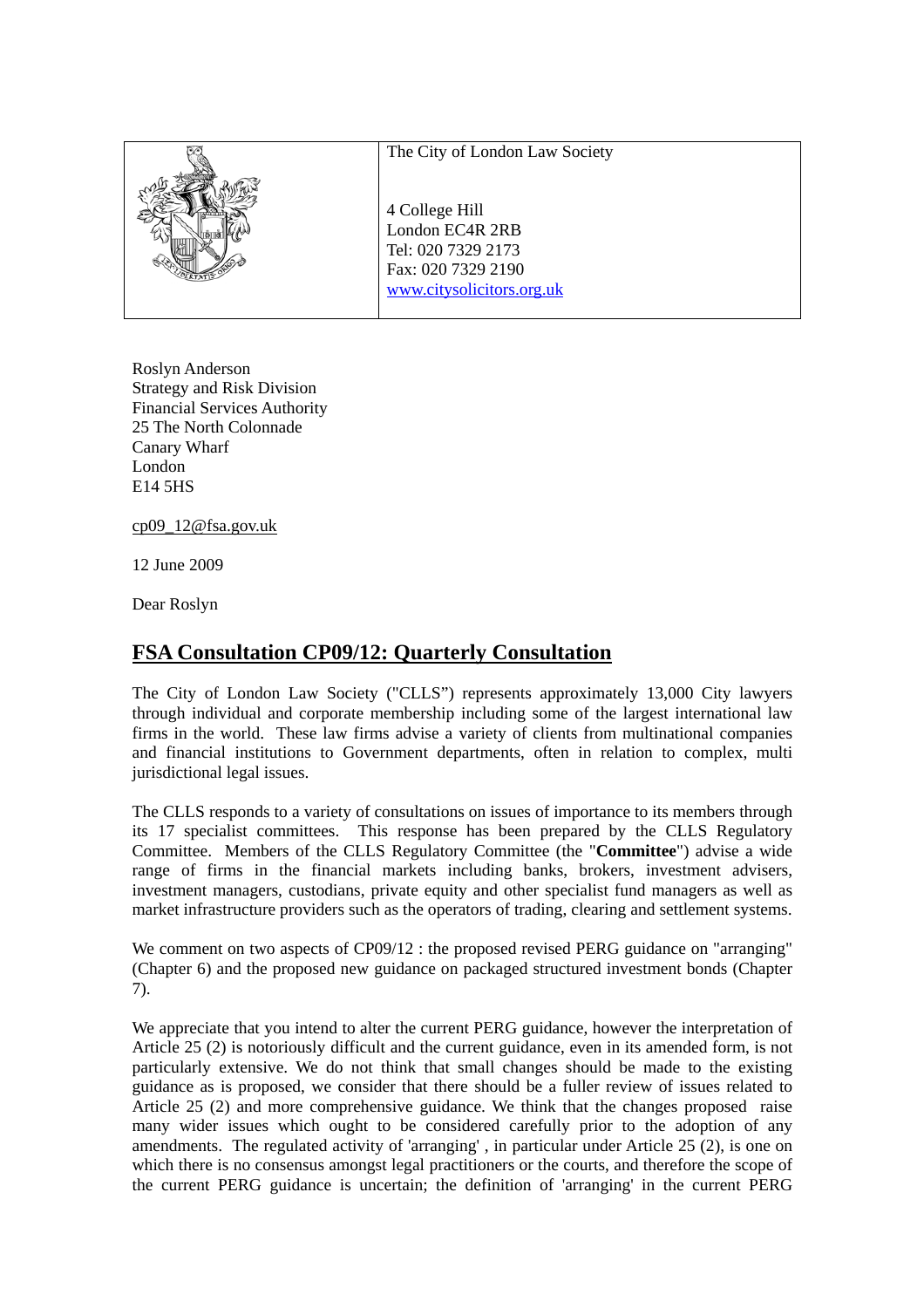| | The City of London Law Society<br><br>4 College Hill<br>London EC4R 2RB<br>Tel: 020 7329 2173<br>Fax: 020 7329 2190<br>www.citysolicitors.org.uk |
|---|---|

Roslyn Anderson
Strategy and Risk Division
Financial Services Authority
25 The North Colonnade
Canary Wharf
London
E14 5HS

cp09_12@fsa.gov.uk

12 June 2009

Dear Roslyn

## FSA Consultation CP09/12: Quarterly Consultation

The City of London Law Society ("CLLS") represents approximately 13,000 City lawyers through individual and corporate membership including some of the largest international law firms in the world. These law firms advise a variety of clients from multinational companies and financial institutions to Government departments, often in relation to complex, multi jurisdictional legal issues.

The CLLS responds to a variety of consultations on issues of importance to its members through its 17 specialist committees. This response has been prepared by the CLLS Regulatory Committee. Members of the CLLS Regulatory Committee (the "**Committee**") advise a wide range of firms in the financial markets including banks, brokers, investment advisers, investment managers, custodians, private equity and other specialist fund managers as well as market infrastructure providers such as the operators of trading, clearing and settlement systems.

We comment on two aspects of CP09/12 : the proposed revised PERG guidance on "arranging" (Chapter 6) and the proposed new guidance on packaged structured investment bonds (Chapter 7).

We appreciate that you intend to alter the current PERG guidance, however the interpretation of Article 25 (2) is notoriously difficult and the current guidance, even in its amended form, is not particularly extensive. We do not think that small changes should be made to the existing guidance as is proposed, we consider that there should be a fuller review of issues related to Article 25 (2) and more comprehensive guidance. We think that the changes proposed raise many wider issues which ought to be considered carefully prior to the adoption of any amendments. The regulated activity of 'arranging' , in particular under Article 25 (2), is one on which there is no consensus amongst legal practitioners or the courts, and therefore the scope of the current PERG guidance is uncertain; the definition of 'arranging' in the current PERG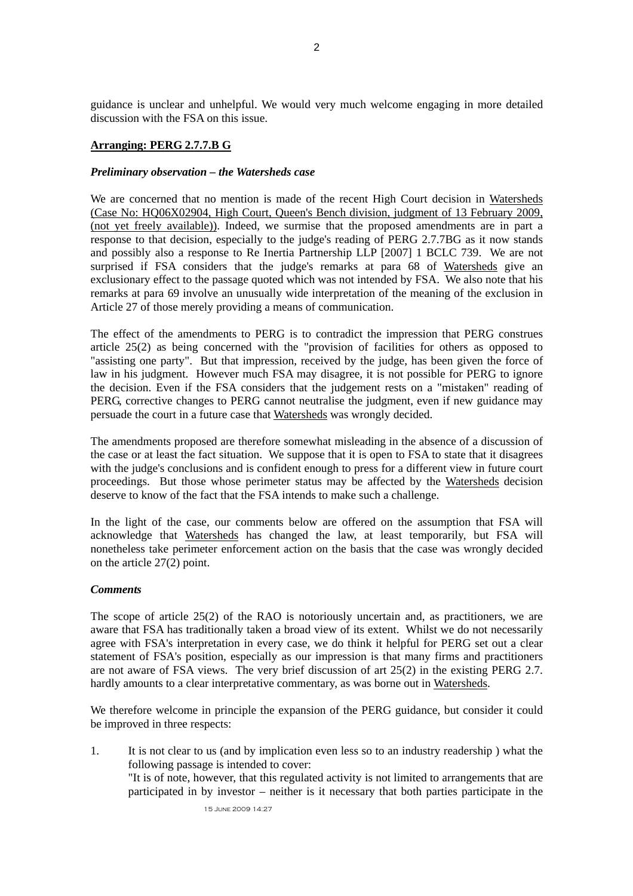guidance is unclear and unhelpful. We would very much welcome engaging in more detailed discussion with the FSA on this issue.

**Arranging: PERG 2.7.7.B G**

***Preliminary observation – the Watersheds case***

We are concerned that no mention is made of the recent High Court decision in Watersheds (Case No: HQ06X02904, High Court, Queen's Bench division, judgment of 13 February 2009, (not yet freely available)). Indeed, we surmise that the proposed amendments are in part a response to that decision, especially to the judge's reading of PERG 2.7.7BG as it now stands and possibly also a response to Re Inertia Partnership LLP [2007] 1 BCLC 739. We are not surprised if FSA considers that the judge's remarks at para 68 of Watersheds give an exclusionary effect to the passage quoted which was not intended by FSA. We also note that his remarks at para 69 involve an unusually wide interpretation of the meaning of the exclusion in Article 27 of those merely providing a means of communication.

The effect of the amendments to PERG is to contradict the impression that PERG construes article 25(2) as being concerned with the "provision of facilities for others as opposed to "assisting one party". But that impression, received by the judge, has been given the force of law in his judgment. However much FSA may disagree, it is not possible for PERG to ignore the decision. Even if the FSA considers that the judgement rests on a "mistaken" reading of PERG, corrective changes to PERG cannot neutralise the judgment, even if new guidance may persuade the court in a future case that Watersheds was wrongly decided.

The amendments proposed are therefore somewhat misleading in the absence of a discussion of the case or at least the fact situation. We suppose that it is open to FSA to state that it disagrees with the judge's conclusions and is confident enough to press for a different view in future court proceedings. But those whose perimeter status may be affected by the Watersheds decision deserve to know of the fact that the FSA intends to make such a challenge.

In the light of the case, our comments below are offered on the assumption that FSA will acknowledge that Watersheds has changed the law, at least temporarily, but FSA will nonetheless take perimeter enforcement action on the basis that the case was wrongly decided on the article 27(2) point.

***Comments***

The scope of article 25(2) of the RAO is notoriously uncertain and, as practitioners, we are aware that FSA has traditionally taken a broad view of its extent. Whilst we do not necessarily agree with FSA's interpretation in every case, we do think it helpful for PERG set out a clear statement of FSA's position, especially as our impression is that many firms and practitioners are not aware of FSA views. The very brief discussion of art 25(2) in the existing PERG 2.7. hardly amounts to a clear interpretative commentary, as was borne out in Watersheds.

We therefore welcome in principle the expansion of the PERG guidance, but consider it could be improved in three respects:

1. It is not clear to us (and by implication even less so to an industry readership ) what the following passage is intended to cover:
   "It is of note, however, that this regulated activity is not limited to arrangements that are participated in by investor – neither is it necessary that both parties participate in the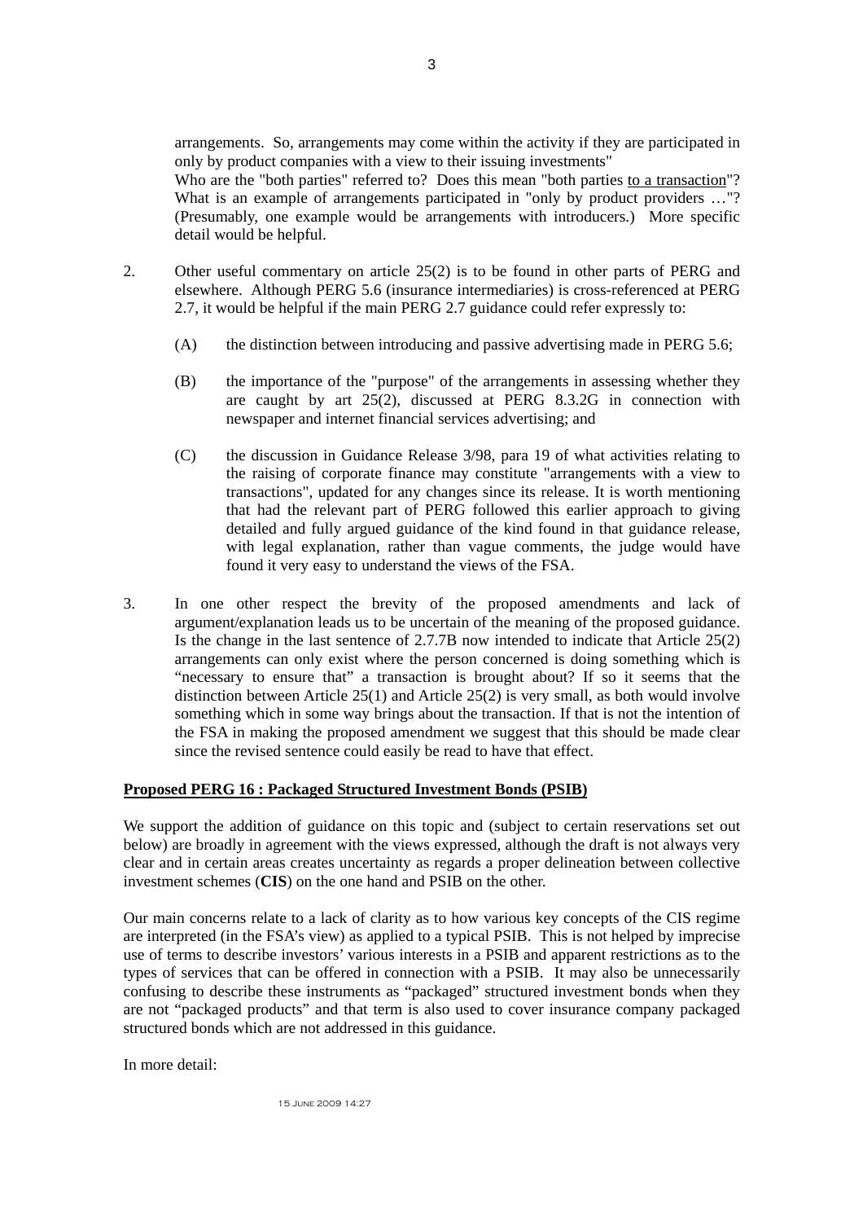arrangements. So, arrangements may come within the activity if they are participated in only by product companies with a view to their issuing investments"

Who are the "both parties" referred to? Does this mean "both parties <u>to a transaction</u>"? What is an example of arrangements participated in "only by product providers …"? (Presumably, one example would be arrangements with introducers.) More specific detail would be helpful.

2. Other useful commentary on article 25(2) is to be found in other parts of PERG and elsewhere. Although PERG 5.6 (insurance intermediaries) is cross-referenced at PERG 2.7, it would be helpful if the main PERG 2.7 guidance could refer expressly to:

   (A) the distinction between introducing and passive advertising made in PERG 5.6;

   (B) the importance of the "purpose" of the arrangements in assessing whether they are caught by art 25(2), discussed at PERG 8.3.2G in connection with newspaper and internet financial services advertising; and

   (C) the discussion in Guidance Release 3/98, para 19 of what activities relating to the raising of corporate finance may constitute "arrangements with a view to transactions", updated for any changes since its release. It is worth mentioning that had the relevant part of PERG followed this earlier approach to giving detailed and fully argued guidance of the kind found in that guidance release, with legal explanation, rather than vague comments, the judge would have found it very easy to understand the views of the FSA.

3. In one other respect the brevity of the proposed amendments and lack of argument/explanation leads us to be uncertain of the meaning of the proposed guidance. Is the change in the last sentence of 2.7.7B now intended to indicate that Article 25(2) arrangements can only exist where the person concerned is doing something which is "necessary to ensure that" a transaction is brought about? If so it seems that the distinction between Article 25(1) and Article 25(2) is very small, as both would involve something which in some way brings about the transaction. If that is not the intention of the FSA in making the proposed amendment we suggest that this should be made clear since the revised sentence could easily be read to have that effect.

## <u>Proposed PERG 16 : Packaged Structured Investment Bonds (PSIB)</u>

We support the addition of guidance on this topic and (subject to certain reservations set out below) are broadly in agreement with the views expressed, although the draft is not always very clear and in certain areas creates uncertainty as regards a proper delineation between collective investment schemes (**CIS**) on the one hand and PSIB on the other.

Our main concerns relate to a lack of clarity as to how various key concepts of the CIS regime are interpreted (in the FSA's view) as applied to a typical PSIB. This is not helped by imprecise use of terms to describe investors' various interests in a PSIB and apparent restrictions as to the types of services that can be offered in connection with a PSIB. It may also be unnecessarily confusing to describe these instruments as "packaged" structured investment bonds when they are not "packaged products" and that term is also used to cover insurance company packaged structured bonds which are not addressed in this guidance.

In more detail: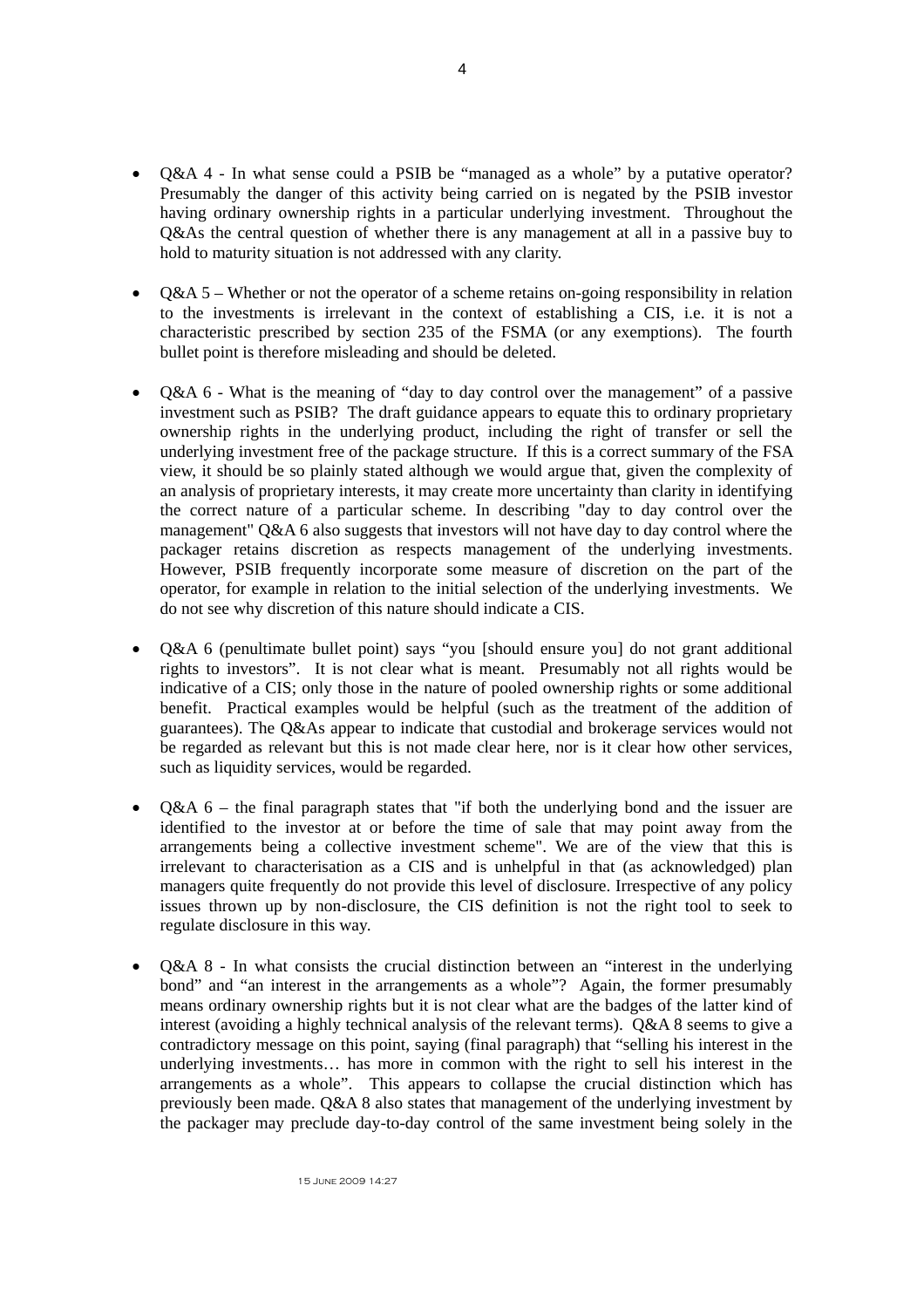- Q&A 4 - In what sense could a PSIB be "managed as a whole" by a putative operator? Presumably the danger of this activity being carried on is negated by the PSIB investor having ordinary ownership rights in a particular underlying investment. Throughout the Q&As the central question of whether there is any management at all in a passive buy to hold to maturity situation is not addressed with any clarity.

- Q&A 5 – Whether or not the operator of a scheme retains on-going responsibility in relation to the investments is irrelevant in the context of establishing a CIS, i.e. it is not a characteristic prescribed by section 235 of the FSMA (or any exemptions). The fourth bullet point is therefore misleading and should be deleted.

- Q&A 6 - What is the meaning of "day to day control over the management" of a passive investment such as PSIB? The draft guidance appears to equate this to ordinary proprietary ownership rights in the underlying product, including the right of transfer or sell the underlying investment free of the package structure. If this is a correct summary of the FSA view, it should be so plainly stated although we would argue that, given the complexity of an analysis of proprietary interests, it may create more uncertainty than clarity in identifying the correct nature of a particular scheme. In describing "day to day control over the management" Q&A 6 also suggests that investors will not have day to day control where the packager retains discretion as respects management of the underlying investments. However, PSIB frequently incorporate some measure of discretion on the part of the operator, for example in relation to the initial selection of the underlying investments. We do not see why discretion of this nature should indicate a CIS.

- Q&A 6 (penultimate bullet point) says "you [should ensure you] do not grant additional rights to investors". It is not clear what is meant. Presumably not all rights would be indicative of a CIS; only those in the nature of pooled ownership rights or some additional benefit. Practical examples would be helpful (such as the treatment of the addition of guarantees). The Q&As appear to indicate that custodial and brokerage services would not be regarded as relevant but this is not made clear here, nor is it clear how other services, such as liquidity services, would be regarded.

- Q&A 6 – the final paragraph states that "if both the underlying bond and the issuer are identified to the investor at or before the time of sale that may point away from the arrangements being a collective investment scheme". We are of the view that this is irrelevant to characterisation as a CIS and is unhelpful in that (as acknowledged) plan managers quite frequently do not provide this level of disclosure. Irrespective of any policy issues thrown up by non-disclosure, the CIS definition is not the right tool to seek to regulate disclosure in this way.

- Q&A 8 - In what consists the crucial distinction between an "interest in the underlying bond" and "an interest in the arrangements as a whole"? Again, the former presumably means ordinary ownership rights but it is not clear what are the badges of the latter kind of interest (avoiding a highly technical analysis of the relevant terms). Q&A 8 seems to give a contradictory message on this point, saying (final paragraph) that "selling his interest in the underlying investments… has more in common with the right to sell his interest in the arrangements as a whole". This appears to collapse the crucial distinction which has previously been made. Q&A 8 also states that management of the underlying investment by the packager may preclude day-to-day control of the same investment being solely in the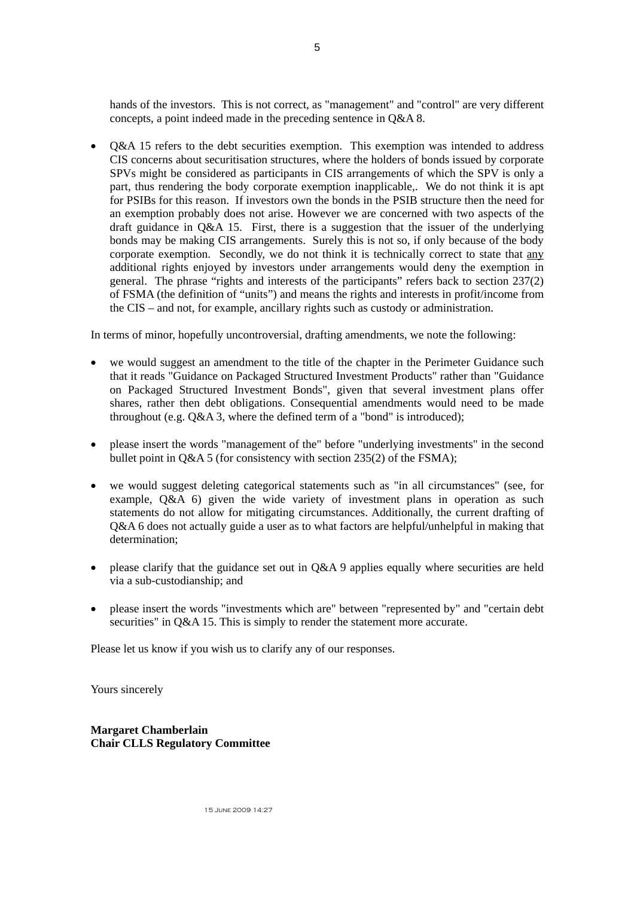hands of the investors. This is not correct, as "management" and "control" are very different concepts, a point indeed made in the preceding sentence in Q&A 8.

- Q&A 15 refers to the debt securities exemption. This exemption was intended to address CIS concerns about securitisation structures, where the holders of bonds issued by corporate SPVs might be considered as participants in CIS arrangements of which the SPV is only a part, thus rendering the body corporate exemption inapplicable,. We do not think it is apt for PSIBs for this reason. If investors own the bonds in the PSIB structure then the need for an exemption probably does not arise. However we are concerned with two aspects of the draft guidance in Q&A 15. First, there is a suggestion that the issuer of the underlying bonds may be making CIS arrangements. Surely this is not so, if only because of the body corporate exemption. Secondly, we do not think it is technically correct to state that <u>any</u> additional rights enjoyed by investors under arrangements would deny the exemption in general. The phrase "rights and interests of the participants" refers back to section 237(2) of FSMA (the definition of "units") and means the rights and interests in profit/income from the CIS – and not, for example, ancillary rights such as custody or administration.

In terms of minor, hopefully uncontroversial, drafting amendments, we note the following:

- we would suggest an amendment to the title of the chapter in the Perimeter Guidance such that it reads "Guidance on Packaged Structured Investment Products" rather than "Guidance on Packaged Structured Investment Bonds", given that several investment plans offer shares, rather then debt obligations. Consequential amendments would need to be made throughout (e.g. Q&A 3, where the defined term of a "bond" is introduced);
- please insert the words "management of the" before "underlying investments" in the second bullet point in Q&A 5 (for consistency with section 235(2) of the FSMA);
- we would suggest deleting categorical statements such as "in all circumstances" (see, for example, Q&A 6) given the wide variety of investment plans in operation as such statements do not allow for mitigating circumstances. Additionally, the current drafting of Q&A 6 does not actually guide a user as to what factors are helpful/unhelpful in making that determination;
- please clarify that the guidance set out in Q&A 9 applies equally where securities are held via a sub-custodianship; and
- please insert the words "investments which are" between "represented by" and "certain debt securities" in Q&A 15. This is simply to render the statement more accurate.

Please let us know if you wish us to clarify any of our responses.

Yours sincerely

**Margaret Chamberlain**
**Chair CLLS Regulatory Committee**

15 June 2009 14:27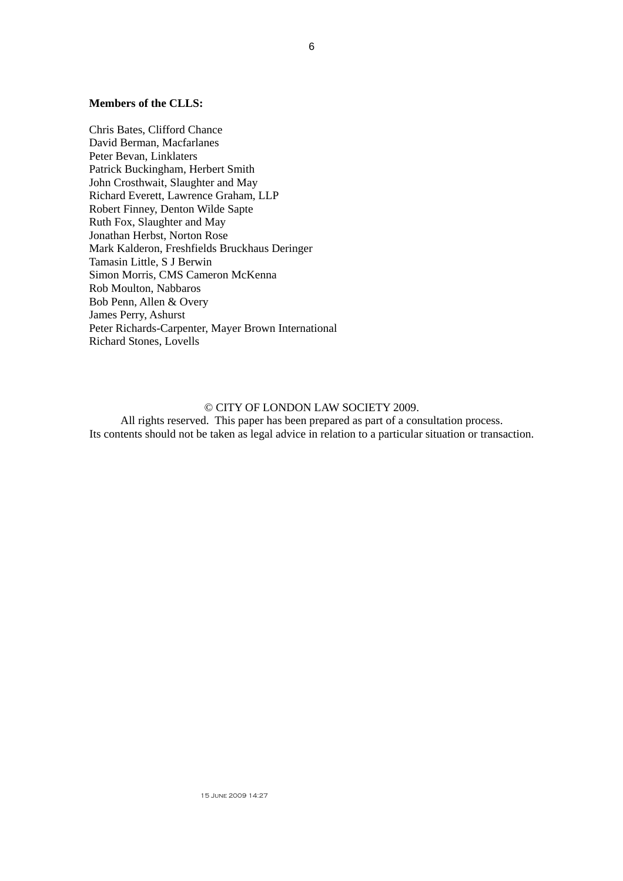**Members of the CLLS:**

Chris Bates, Clifford Chance
David Berman, Macfarlanes
Peter Bevan, Linklaters
Patrick Buckingham, Herbert Smith
John Crosthwait, Slaughter and May
Richard Everett, Lawrence Graham, LLP
Robert Finney, Denton Wilde Sapte
Ruth Fox, Slaughter and May
Jonathan Herbst, Norton Rose
Mark Kalderon, Freshfields Bruckhaus Deringer
Tamasin Little, S J Berwin
Simon Morris, CMS Cameron McKenna
Rob Moulton, Nabbaros
Bob Penn, Allen & Overy
James Perry, Ashurst
Peter Richards-Carpenter, Mayer Brown International
Richard Stones, Lovells

© CITY OF LONDON LAW SOCIETY 2009.
All rights reserved. This paper has been prepared as part of a consultation process.
Its contents should not be taken as legal advice in relation to a particular situation or transaction.

15 June 2009 14:27